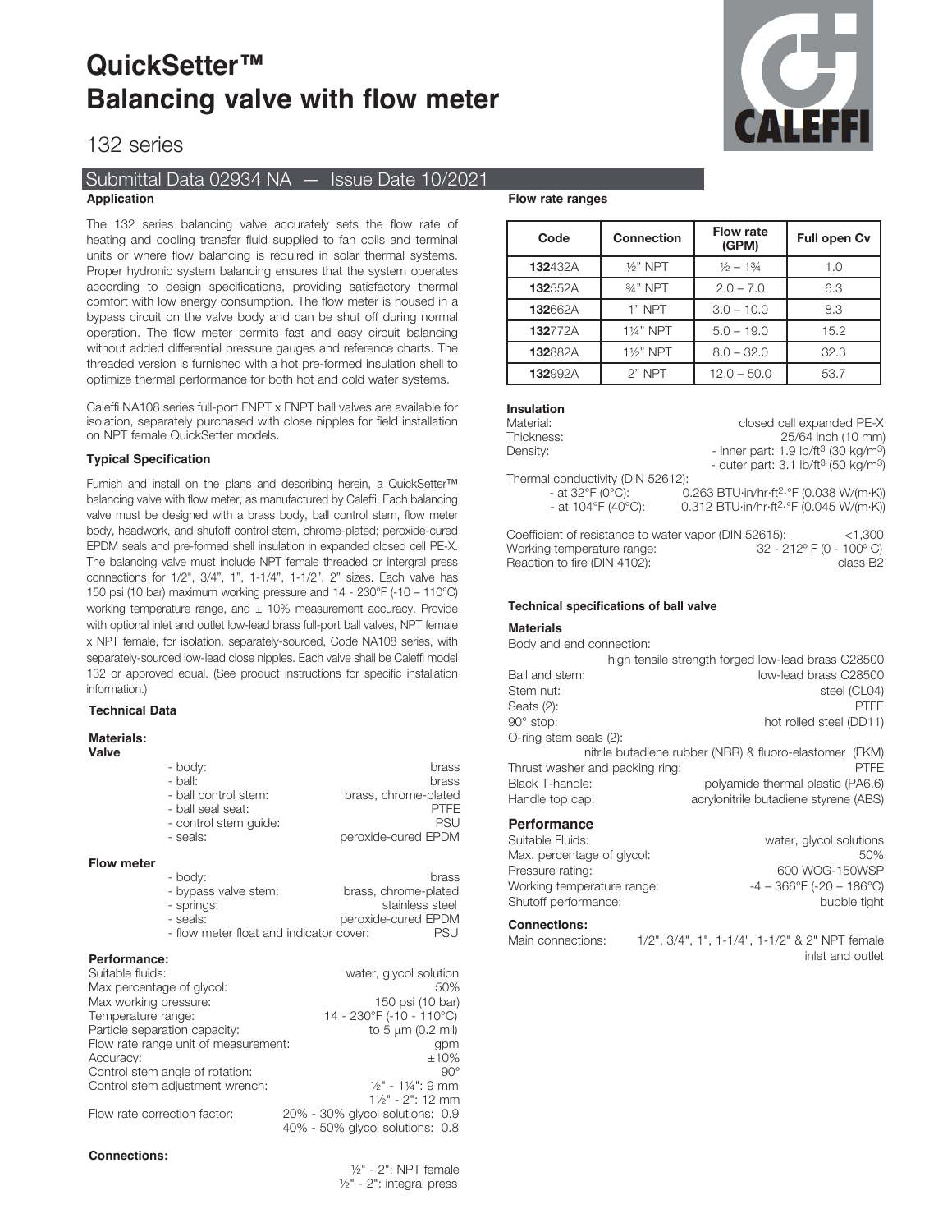# QuickSetter™ Balancing valve with flow meter

## 132 series

### Submittal Data 02934 NA — Issue Date 10/2021

#### Application

The 132 series balancing valve accurately sets the flow rate of heating and cooling transfer fluid supplied to fan coils and terminal units or where flow balancing is required in solar thermal systems. Proper hydronic system balancing ensures that the system operates according to design specifications, providing satisfactory thermal comfort with low energy consumption. The flow meter is housed in a bypass circuit on the valve body and can be shut off during normal operation. The flow meter permits fast and easy circuit balancing without added differential pressure gauges and reference charts. The threaded version is furnished with a hot pre-formed insulation shell to optimize thermal performance for both hot and cold water systems.

Caleffi NA108 series full-port FNPT x FNPT ball valves are available for isolation, separately purchased with close nipples for field installation on NPT female QuickSetter models.

#### Typical Specification

Furnish and install on the plans and describing herein, a QuickSetter™ balancing valve with flow meter, as manufactured by Caleffi. Each balancing valve must be designed with a brass body, ball control stem, flow meter body, headwork, and shutoff control stem, chrome-plated; peroxide-cured EPDM seals and pre-formed shell insulation in expanded closed cell PE-X. The balancing valve must include NPT female threaded or intergral press connections for 1/2", 3/4", 1", 1-1/4", 1-1/2", 2" sizes. Each valve has 150 psi (10 bar) maximum working pressure and 14 - 230°F (-10 – 110°C) working temperature range, and ± 10% measurement accuracy. Provide with optional inlet and outlet low-lead brass full-port ball valves, NPT female x NPT female, for isolation, separately-sourced, Code NA108 series, with separately-sourced low-lead close nipples. Each valve shall be Caleffi model 132 or approved equal. (See product instructions for specific installation information.)

#### Technical Data

**Materials:**

**Valve**

- body: brass
- ball: brass
- ball control stem: brass, chrome-plated
- ball seal seat: PTFE
- control stem guide: PSU
- seals: peroxide-cured EPDM

**Flow meter**

- body: brass
- bypass valve stem: brass, chrome-plated
- springs: stainless steel
- seals: peroxide-cured EPDM
- flow meter float and indicator cover: PSU

**Performance:**

Suitable fluids: water, glycol solution
Max percentage of glycol: 50%
Max working pressure: 150 psi (10 bar)
Temperature range: 14 - 230°F (-10 - 110°C)
Particle separation capacity: to 5 μm (0.2 mil)
Flow rate range unit of measurement: gpm
Accuracy: ±10%
Control stem angle of rotation: 90°
Control stem adjustment wrench: ½" - 1¼": 9 mm; 1½" - 2": 12 mm
Flow rate correction factor: 20% - 30% glycol solutions: 0.9; 40% - 50% glycol solutions: 0.8

**Connections:**

½" - 2": NPT female
½" - 2": integral press

#### Flow rate ranges

| Code | Connection | Flow rate (GPM) | Full open Cv |
|---|---|---|---|
| **132**432A | ½" NPT | ½ – 1¾ | 1.0 |
| **132**552A | ¾" NPT | 2.0 – 7.0 | 6.3 |
| **132**662A | 1" NPT | 3.0 – 10.0 | 8.3 |
| **132**772A | 1¼" NPT | 5.0 – 19.0 | 15.2 |
| **132**882A | 1½" NPT | 8.0 – 32.0 | 32.3 |
| **132**992A | 2" NPT | 12.0 – 50.0 | 53.7 |

#### Insulation

Material: closed cell expanded PE-X
Thickness: 25/64 inch (10 mm)
Density:
- inner part: 1.9 lb/ft$^3$ (30 kg/m$^3$)
- outer part: 3.1 lb/ft$^3$ (50 kg/m$^3$)

Thermal conductivity (DIN 52612):
- at 32°F (0°C): 0.263 BTU·in/hr·ft$^2$·°F (0.038 W/(m·K))
- at 104°F (40°C): 0.312 BTU·in/hr·ft$^2$·°F (0.045 W/(m·K))

Coefficient of resistance to water vapor (DIN 52615): <1,300
Working temperature range: 32 - 212° F (0 - 100° C)
Reaction to fire (DIN 4102): class B2

#### Technical specifications of ball valve

**Materials**

Body and end connection: high tensile strength forged low-lead brass C28500
Ball and stem: low-lead brass C28500
Stem nut: steel (CL04)
Seats (2): PTFE
90° stop: hot rolled steel (DD11)
O-ring stem seals (2): nitrile butadiene rubber (NBR) & fluoro-elastomer (FKM)
Thrust washer and packing ring: PTFE
Black T-handle: polyamide thermal plastic (PA6.6)
Handle top cap: acrylonitrile butadiene styrene (ABS)

**Performance**

Suitable Fluids: water, glycol solutions
Max. percentage of glycol: 50%
Pressure rating: 600 WOG-150WSP
Working temperature range: -4 – 366°F (-20 – 186°C)
Shutoff performance: bubble tight

**Connections:**

Main connections: 1/2", 3/4", 1", 1-1/4", 1-1/2" & 2" NPT female inlet and outlet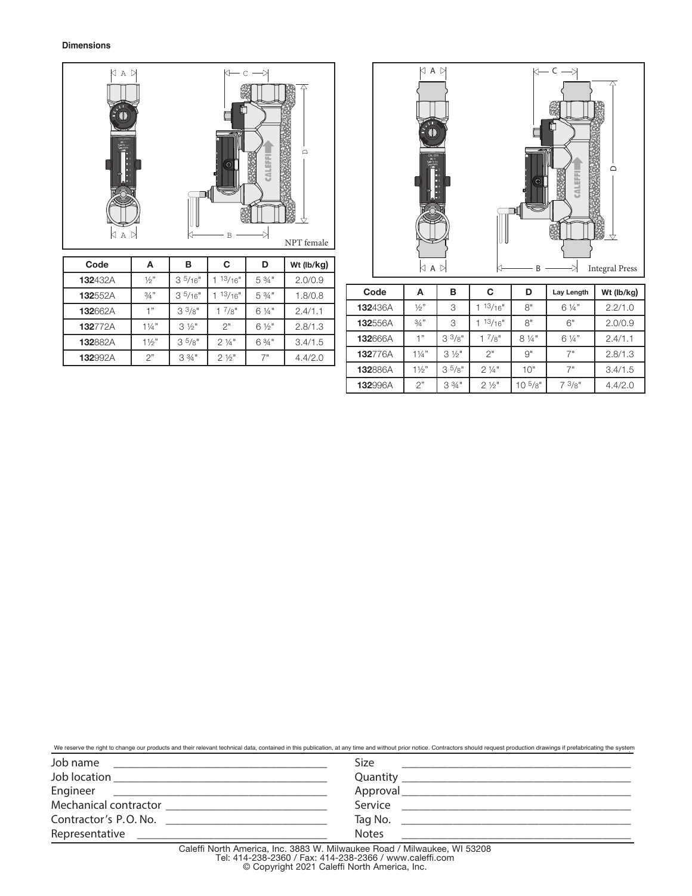**Dimensions**

A
C
D
B
A
NPT female

| Code | A | B | C | D | Wt (lb/kg) |
|---|---|---|---|---|---|
| **132**432A | ½" | 3 5/16" | 1 13/16" | 5 ¾" | 2.0/0.9 |
| **132**552A | ¾" | 3 5/16" | 1 13/16" | 5 ¾" | 1.8/0.8 |
| **132**662A | 1" | 3 3/8" | 1 7/8" | 6 ¼" | 2.4/1.1 |
| **132**772A | 1¼" | 3 ½" | 2" | 6 ½" | 2.8/1.3 |
| **132**882A | 1½" | 3 5/8" | 2 ¼" | 6 ¾" | 3.4/1.5 |
| **132**992A | 2" | 3 ¾" | 2 ½" | 7" | 4.4/2.0 |

A
C
D
B
A
Integral Press

| Code | A | B | C | D | Lay Length | Wt (lb/kg) |
|---|---|---|---|---|---|---|
| **132**436A | ½" | 3 | 1 13/16" | 8" | 6 ¼" | 2.2/1.0 |
| **132**556A | ¾" | 3 | 1 13/16" | 8" | 6" | 2.0/0.9 |
| **132**666A | 1" | 3 3/8" | 1 7/8" | 8 ¼" | 6 ¼" | 2.4/1.1 |
| **132**776A | 1¼" | 3 ½" | 2" | 9" | 7" | 2.8/1.3 |
| **132**886A | 1½" | 3 5/8" | 2 ¼" | 10" | 7" | 3.4/1.5 |
| **132**996A | 2" | 3 ¾" | 2 ½" | 10 5/8" | 7 3/8" | 4.4/2.0 |

We reserve the right to change our products and their relevant technical data, contained in this publication, at any time and without prior notice. Contractors should request production drawings if prefabricating the system

Job name ______________________________
Job location ______________________________
Engineer ______________________________
Mechanical contractor ______________________________
Contractor's P.O. No. ______________________________
Representative ______________________________

Size ______________________________
Quantity ______________________________
Approval ______________________________
Service ______________________________
Tag No. ______________________________
Notes ______________________________

Caleffi North America, Inc. 3883 W. Milwaukee Road / Milwaukee, WI 53208
Tel: 414-238-2360 / Fax: 414-238-2366 / www.caleffi.com
© Copyright 2021 Caleffi North America, Inc.